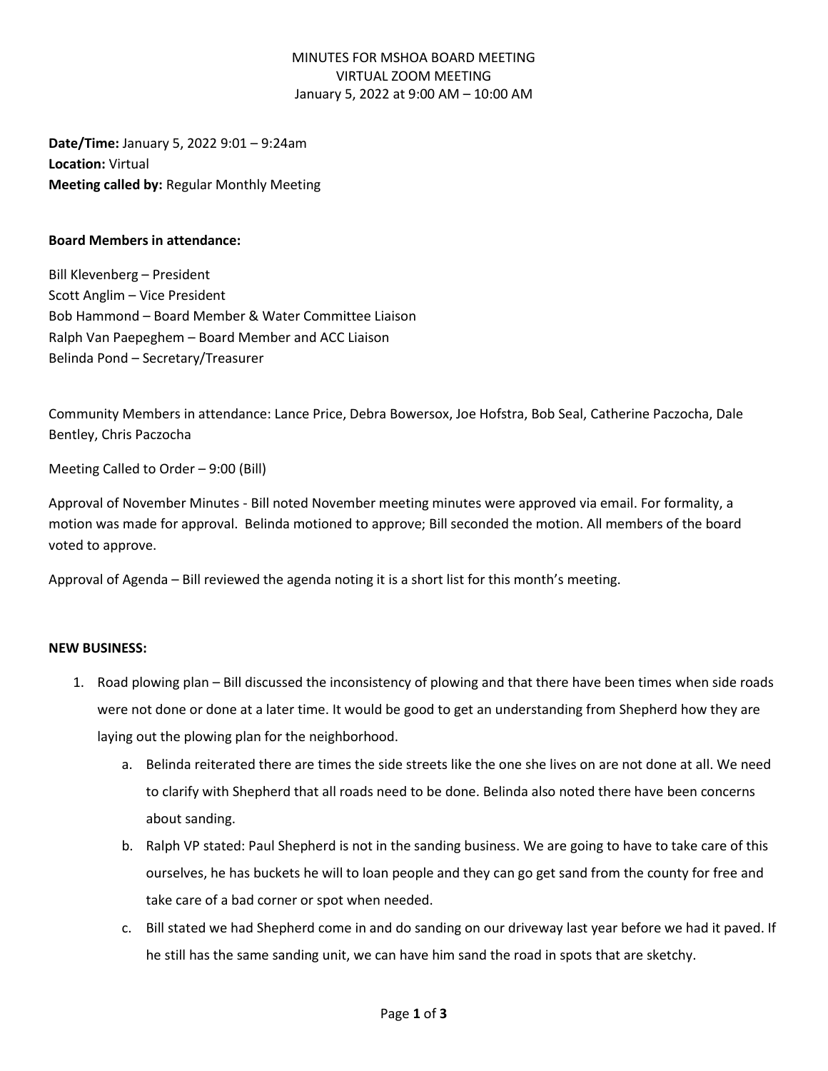MINUTES FOR MSHOA BOARD MEETING
VIRTUAL ZOOM MEETING
January 5, 2022 at 9:00 AM – 10:00 AM

**Date/Time:** January 5, 2022 9:01 – 9:24am
**Location:** Virtual
**Meeting called by:** Regular Monthly Meeting

**Board Members in attendance:**

Bill Klevenberg – President
Scott Anglim – Vice President
Bob Hammond – Board Member & Water Committee Liaison
Ralph Van Paepeghem – Board Member and ACC Liaison
Belinda Pond – Secretary/Treasurer

Community Members in attendance: Lance Price, Debra Bowersox, Joe Hofstra, Bob Seal, Catherine Paczocha, Dale Bentley, Chris Paczocha

Meeting Called to Order – 9:00 (Bill)

Approval of November Minutes - Bill noted November meeting minutes were approved via email. For formality, a motion was made for approval. Belinda motioned to approve; Bill seconded the motion. All members of the board voted to approve.

Approval of Agenda – Bill reviewed the agenda noting it is a short list for this month's meeting.

**NEW BUSINESS:**

1. Road plowing plan – Bill discussed the inconsistency of plowing and that there have been times when side roads were not done or done at a later time. It would be good to get an understanding from Shepherd how they are laying out the plowing plan for the neighborhood.
   a. Belinda reiterated there are times the side streets like the one she lives on are not done at all. We need to clarify with Shepherd that all roads need to be done. Belinda also noted there have been concerns about sanding.
   b. Ralph VP stated: Paul Shepherd is not in the sanding business. We are going to have to take care of this ourselves, he has buckets he will to loan people and they can go get sand from the county for free and take care of a bad corner or spot when needed.
   c. Bill stated we had Shepherd come in and do sanding on our driveway last year before we had it paved. If he still has the same sanding unit, we can have him sand the road in spots that are sketchy.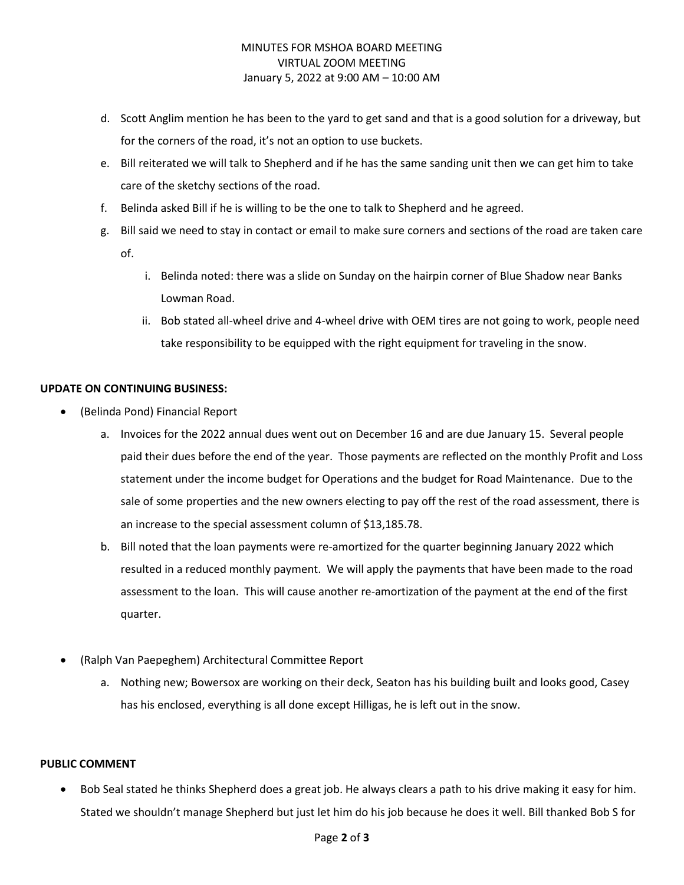d. Scott Anglim mention he has been to the yard to get sand and that is a good solution for a driveway, but for the corners of the road, it's not an option to use buckets.

e. Bill reiterated we will talk to Shepherd and if he has the same sanding unit then we can get him to take care of the sketchy sections of the road.

f. Belinda asked Bill if he is willing to be the one to talk to Shepherd and he agreed.

g. Bill said we need to stay in contact or email to make sure corners and sections of the road are taken care of.

   i. Belinda noted: there was a slide on Sunday on the hairpin corner of Blue Shadow near Banks Lowman Road.

   ii. Bob stated all-wheel drive and 4-wheel drive with OEM tires are not going to work, people need take responsibility to be equipped with the right equipment for traveling in the snow.

**UPDATE ON CONTINUING BUSINESS:**

- (Belinda Pond) Financial Report

  a. Invoices for the 2022 annual dues went out on December 16 and are due January 15. Several people paid their dues before the end of the year. Those payments are reflected on the monthly Profit and Loss statement under the income budget for Operations and the budget for Road Maintenance. Due to the sale of some properties and the new owners electing to pay off the rest of the road assessment, there is an increase to the special assessment column of $13,185.78.

  b. Bill noted that the loan payments were re-amortized for the quarter beginning January 2022 which resulted in a reduced monthly payment. We will apply the payments that have been made to the road assessment to the loan. This will cause another re-amortization of the payment at the end of the first quarter.

- (Ralph Van Paepeghem) Architectural Committee Report

  a. Nothing new; Bowersox are working on their deck, Seaton has his building built and looks good, Casey has his enclosed, everything is all done except Hilligas, he is left out in the snow.

**PUBLIC COMMENT**

- Bob Seal stated he thinks Shepherd does a great job. He always clears a path to his drive making it easy for him. Stated we shouldn't manage Shepherd but just let him do his job because he does it well. Bill thanked Bob S for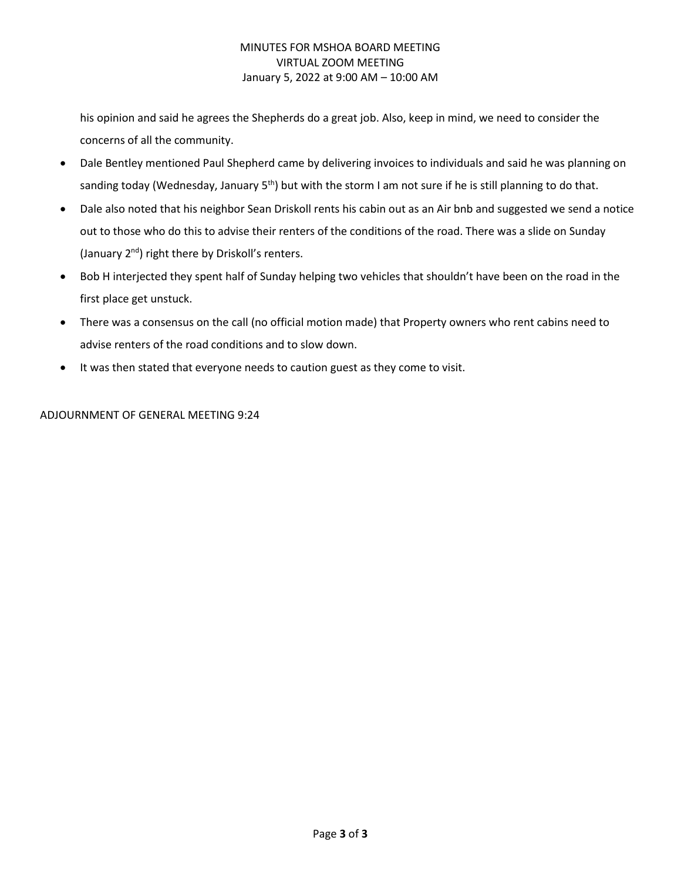his opinion and said he agrees the Shepherds do a great job. Also, keep in mind, we need to consider the concerns of all the community.

- Dale Bentley mentioned Paul Shepherd came by delivering invoices to individuals and said he was planning on sanding today (Wednesday, January 5th) but with the storm I am not sure if he is still planning to do that.
- Dale also noted that his neighbor Sean Driskoll rents his cabin out as an Air bnb and suggested we send a notice out to those who do this to advise their renters of the conditions of the road. There was a slide on Sunday (January 2nd) right there by Driskoll's renters.
- Bob H interjected they spent half of Sunday helping two vehicles that shouldn't have been on the road in the first place get unstuck.
- There was a consensus on the call (no official motion made) that Property owners who rent cabins need to advise renters of the road conditions and to slow down.
- It was then stated that everyone needs to caution guest as they come to visit.

ADJOURNMENT OF GENERAL MEETING 9:24